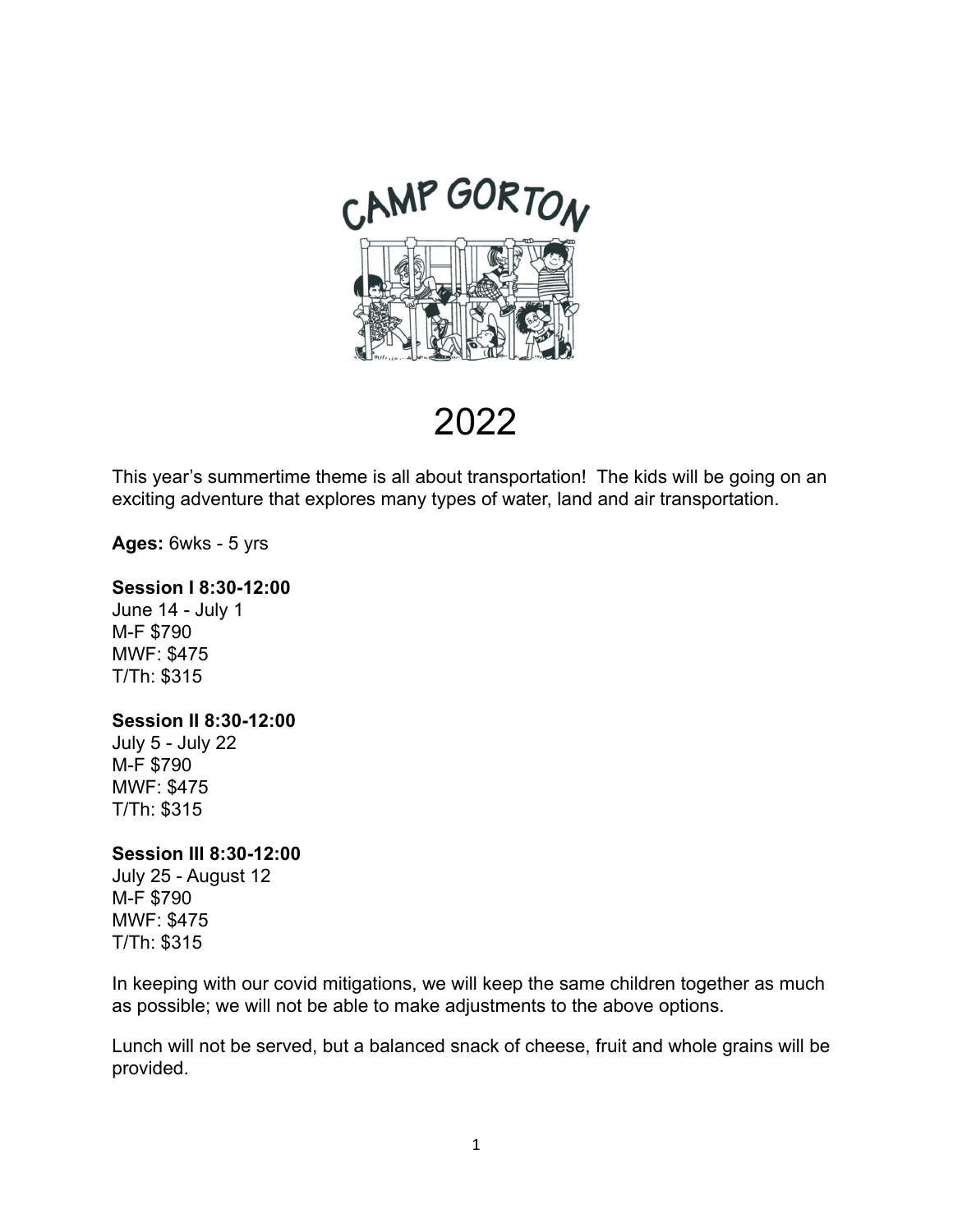# CAMP GORTON

# 2022

This year's summertime theme is all about transportation! The kids will be going on an exciting adventure that explores many types of water, land and air transportation.

**Ages:** 6wks - 5 yrs

**Session I 8:30-12:00**
June 14 - July 1
M-F $790
MWF: $475
T/Th: $315

**Session II 8:30-12:00**
July 5 - July 22
M-F $790
MWF: $475
T/Th: $315

**Session III 8:30-12:00**
July 25 - August 12
M-F $790
MWF: $475
T/Th: $315

In keeping with our covid mitigations, we will keep the same children together as much as possible; we will not be able to make adjustments to the above options.

Lunch will not be served, but a balanced snack of cheese, fruit and whole grains will be provided.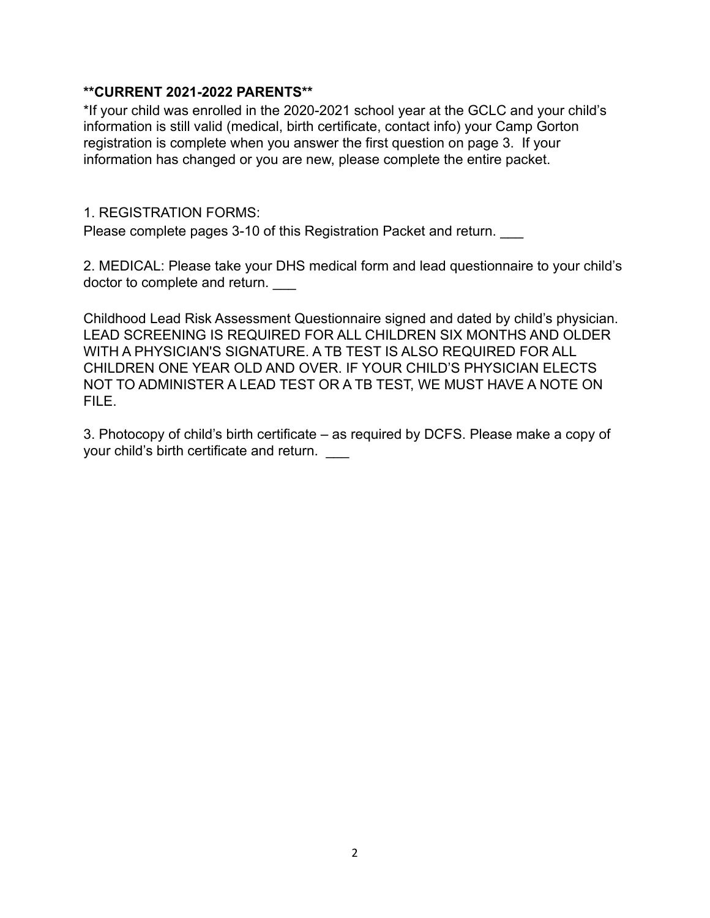**\*\*CURRENT 2021-2022 PARENTS\*\***

*If your child was enrolled in the 2020-2021 school year at the GCLC and your child's information is still valid (medical, birth certificate, contact info) your Camp Gorton registration is complete when you answer the first question on page 3. If your information has changed or you are new, please complete the entire packet.

1. REGISTRATION FORMS:
Please complete pages 3-10 of this Registration Packet and return. ___

2. MEDICAL: Please take your DHS medical form and lead questionnaire to your child's doctor to complete and return. ___

Childhood Lead Risk Assessment Questionnaire signed and dated by child's physician. LEAD SCREENING IS REQUIRED FOR ALL CHILDREN SIX MONTHS AND OLDER WITH A PHYSICIAN'S SIGNATURE. A TB TEST IS ALSO REQUIRED FOR ALL CHILDREN ONE YEAR OLD AND OVER. IF YOUR CHILD'S PHYSICIAN ELECTS NOT TO ADMINISTER A LEAD TEST OR A TB TEST, WE MUST HAVE A NOTE ON FILE.

3. Photocopy of child's birth certificate – as required by DCFS. Please make a copy of your child's birth certificate and return. ___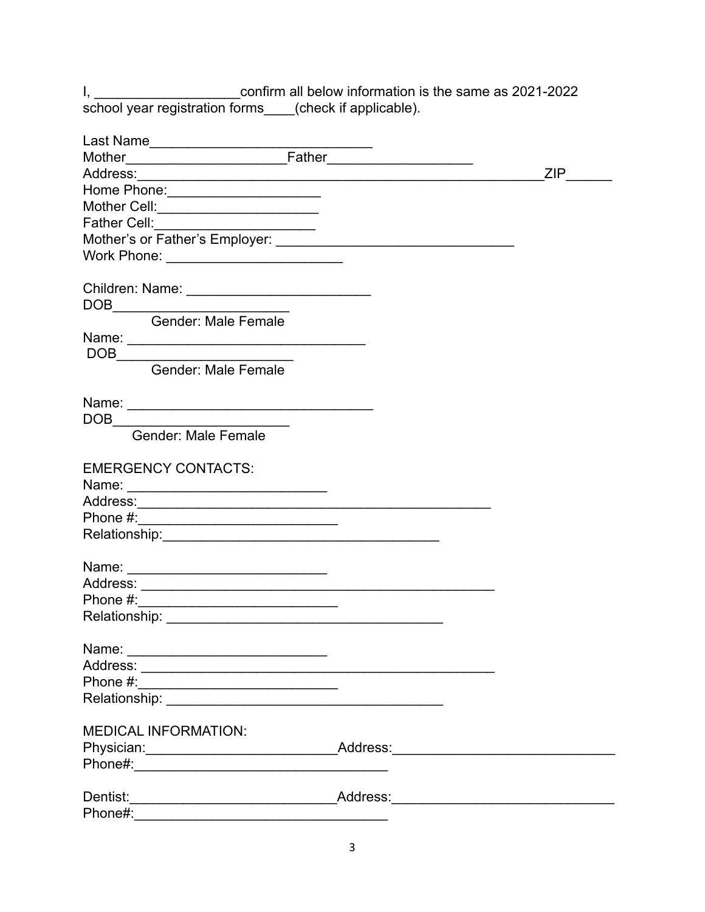I, ___________________confirm all below information is the same as 2021-2022 school year registration forms____(check if applicable).

Last Name_____________________________

Mother_____________________Father___________________

Address:_____________________________________________________ZIP______

Home Phone:____________________

Mother Cell:_____________________

Father Cell:_____________________

Mother's or Father's Employer: _______________________________

Work Phone: _______________________

Children: Name: ________________________

DOB_______________________

Gender: Male Female

Name: ______________________________

DOB_______________________

Gender: Male Female

Name: _______________________________

DOB_______________________

Gender: Male Female

EMERGENCY CONTACTS:

Name: _________________________

Address:_______________________________________________

Phone #:_________________________

Relationship:___________________________________

Name: _________________________

Address: _______________________________________________

Phone #:_________________________

Relationship: ___________________________________

Name: _________________________

Address: _______________________________________________

Phone #:_________________________

Relationship: ___________________________________

MEDICAL INFORMATION:

Physician:_________________________Address:_____________________________

Phone#:_________________________________

Dentist:___________________________Address:_____________________________

Phone#:_________________________________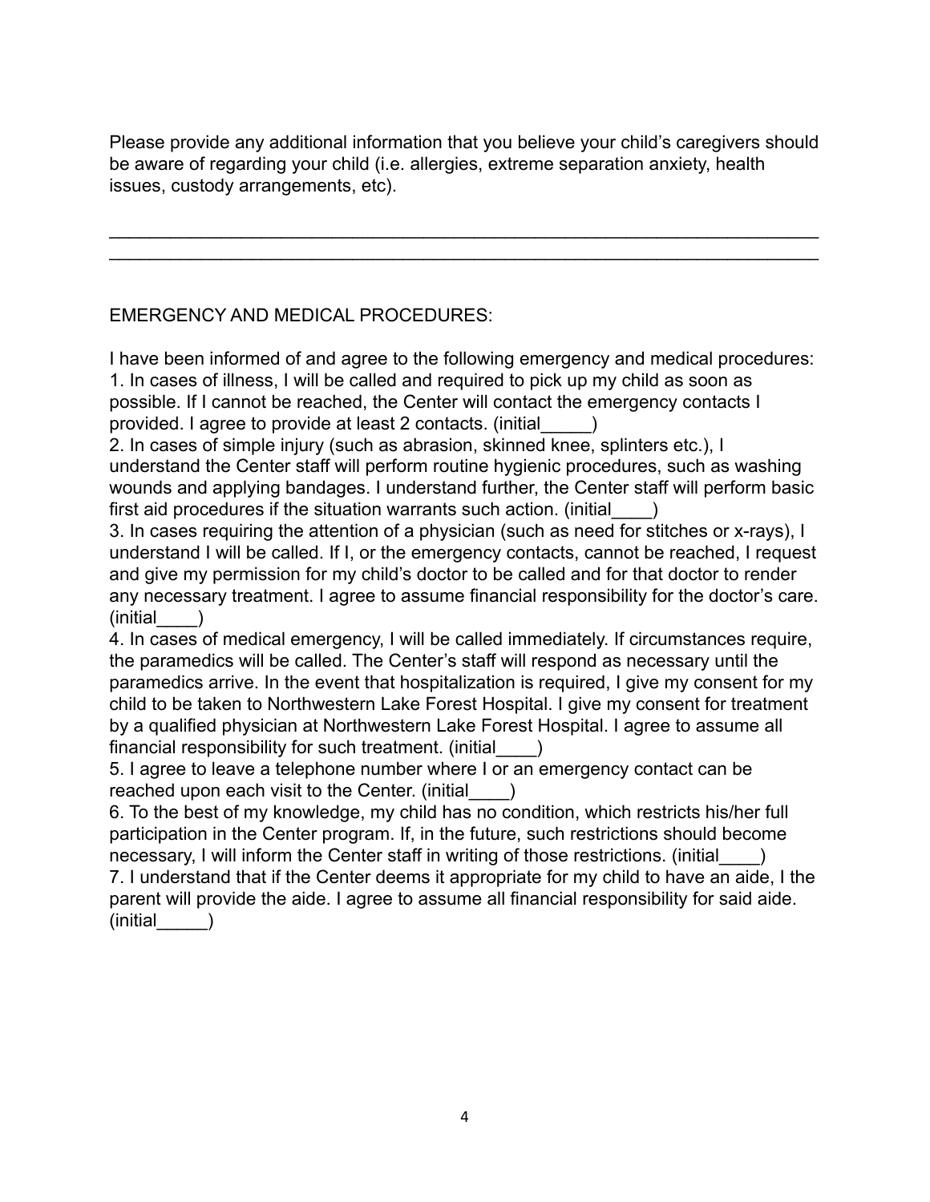Please provide any additional information that you believe your child's caregivers should be aware of regarding your child (i.e. allergies, extreme separation anxiety, health issues, custody arrangements, etc).

_______________________________________________________________________
_______________________________________________________________________

EMERGENCY AND MEDICAL PROCEDURES:

I have been informed of and agree to the following emergency and medical procedures:
1. In cases of illness, I will be called and required to pick up my child as soon as possible. If I cannot be reached, the Center will contact the emergency contacts I provided. I agree to provide at least 2 contacts. (initial_____)
2. In cases of simple injury (such as abrasion, skinned knee, splinters etc.), I understand the Center staff will perform routine hygienic procedures, such as washing wounds and applying bandages. I understand further, the Center staff will perform basic first aid procedures if the situation warrants such action. (initial____)
3. In cases requiring the attention of a physician (such as need for stitches or x-rays), I understand I will be called. If I, or the emergency contacts, cannot be reached, I request and give my permission for my child's doctor to be called and for that doctor to render any necessary treatment. I agree to assume financial responsibility for the doctor's care. (initial____)
4. In cases of medical emergency, I will be called immediately. If circumstances require, the paramedics will be called. The Center's staff will respond as necessary until the paramedics arrive. In the event that hospitalization is required, I give my consent for my child to be taken to Northwestern Lake Forest Hospital. I give my consent for treatment by a qualified physician at Northwestern Lake Forest Hospital. I agree to assume all financial responsibility for such treatment. (initial____)
5. I agree to leave a telephone number where I or an emergency contact can be reached upon each visit to the Center. (initial____)
6. To the best of my knowledge, my child has no condition, which restricts his/her full participation in the Center program. If, in the future, such restrictions should become necessary, I will inform the Center staff in writing of those restrictions. (initial____)
7. I understand that if the Center deems it appropriate for my child to have an aide, I the parent will provide the aide. I agree to assume all financial responsibility for said aide. (initial_____)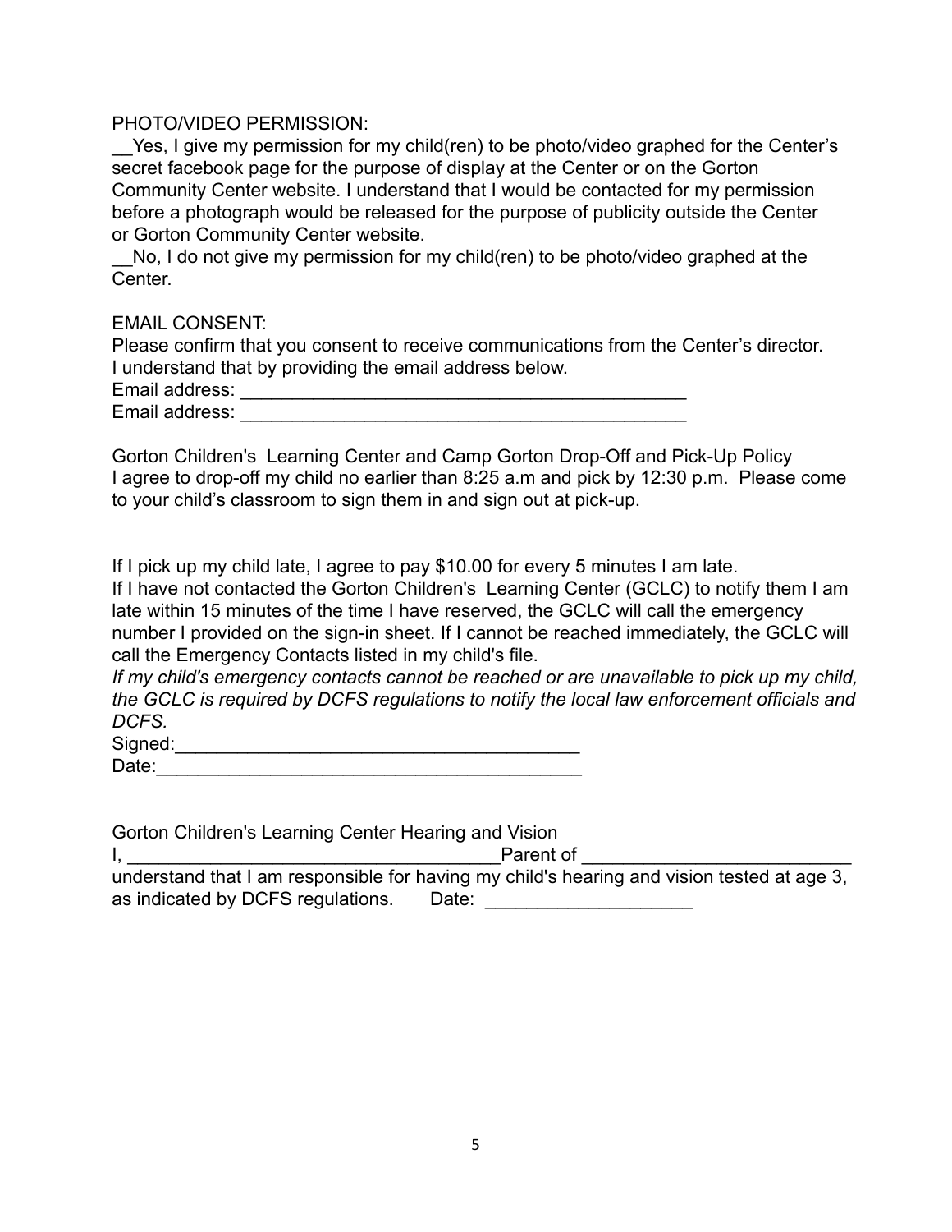PHOTO/VIDEO PERMISSION:

__Yes, I give my permission for my child(ren) to be photo/video graphed for the Center's secret facebook page for the purpose of display at the Center or on the Gorton Community Center website. I understand that I would be contacted for my permission before a photograph would be released for the purpose of publicity outside the Center or Gorton Community Center website.

__No, I do not give my permission for my child(ren) to be photo/video graphed at the Center.

EMAIL CONSENT:

Please confirm that you consent to receive communications from the Center's director. I understand that by providing the email address below.

Email address: _____________________________________________

Email address: _____________________________________________

Gorton Children's Learning Center and Camp Gorton Drop-Off and Pick-Up Policy

I agree to drop-off my child no earlier than 8:25 a.m and pick by 12:30 p.m. Please come to your child's classroom to sign them in and sign out at pick-up.

If I pick up my child late, I agree to pay $10.00 for every 5 minutes I am late.

If I have not contacted the Gorton Children's Learning Center (GCLC) to notify them I am late within 15 minutes of the time I have reserved, the GCLC will call the emergency number I provided on the sign-in sheet. If I cannot be reached immediately, the GCLC will call the Emergency Contacts listed in my child's file.

*If my child's emergency contacts cannot be reached or are unavailable to pick up my child, the GCLC is required by DCFS regulations to notify the local law enforcement officials and DCFS.*

Signed:_______________________________________

Date:__________________________________________

Gorton Children's Learning Center Hearing and Vision

I, ____________________________________Parent of __________________________ understand that I am responsible for having my child's hearing and vision tested at age 3, as indicated by DCFS regulations. Date: ____________________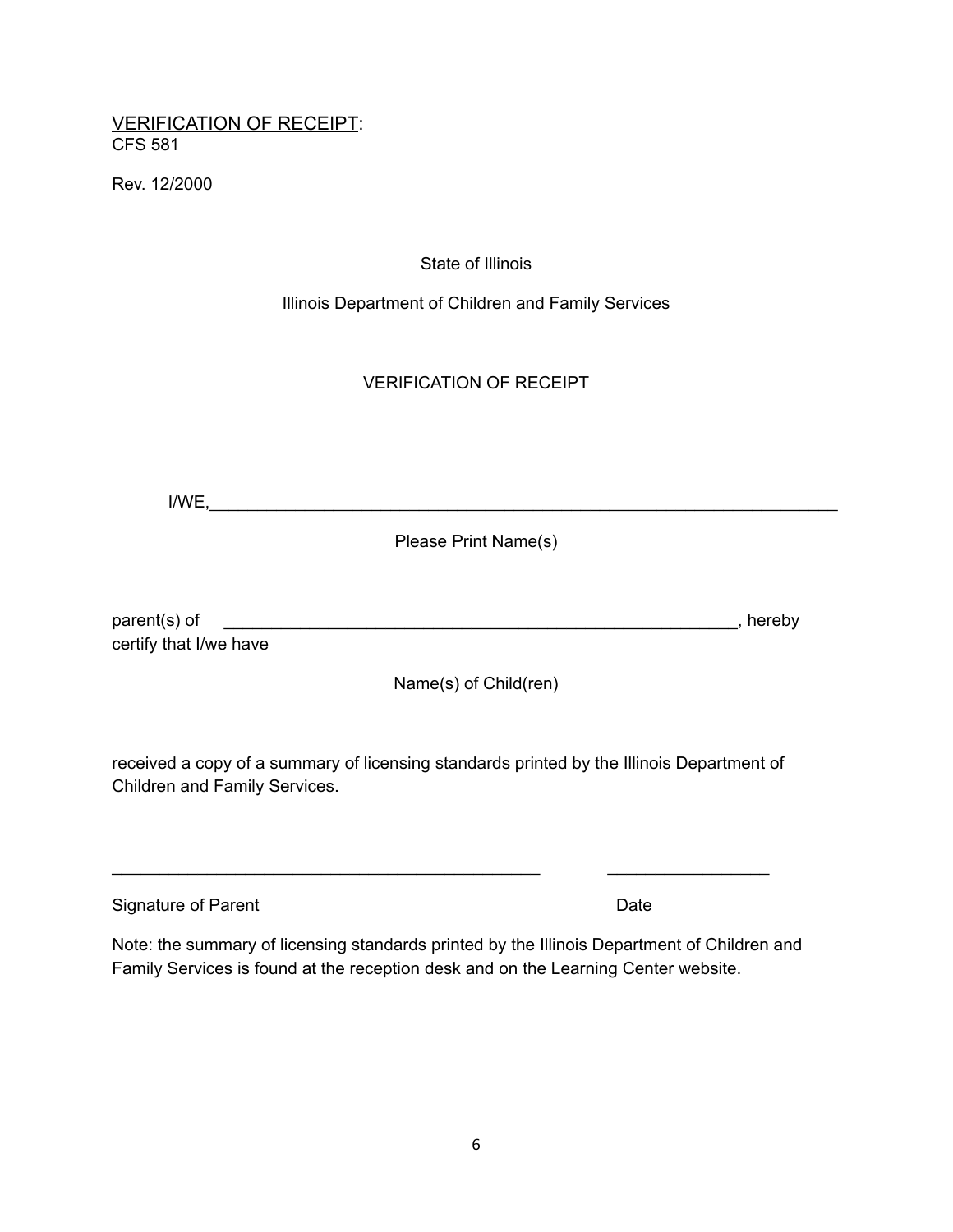<u>VERIFICATION OF RECEIPT</u>:
CFS 581

Rev. 12/2000

State of Illinois

Illinois Department of Children and Family Services

VERIFICATION OF RECEIPT

I/WE,_____________________________________________________________________

Please Print Name(s)

parent(s) of _______________________________________________________, hereby certify that I/we have

Name(s) of Child(ren)

received a copy of a summary of licensing standards printed by the Illinois Department of Children and Family Services.

_____________________________________________ _________________

Signature of Parent Date

Note: the summary of licensing standards printed by the Illinois Department of Children and Family Services is found at the reception desk and on the Learning Center website.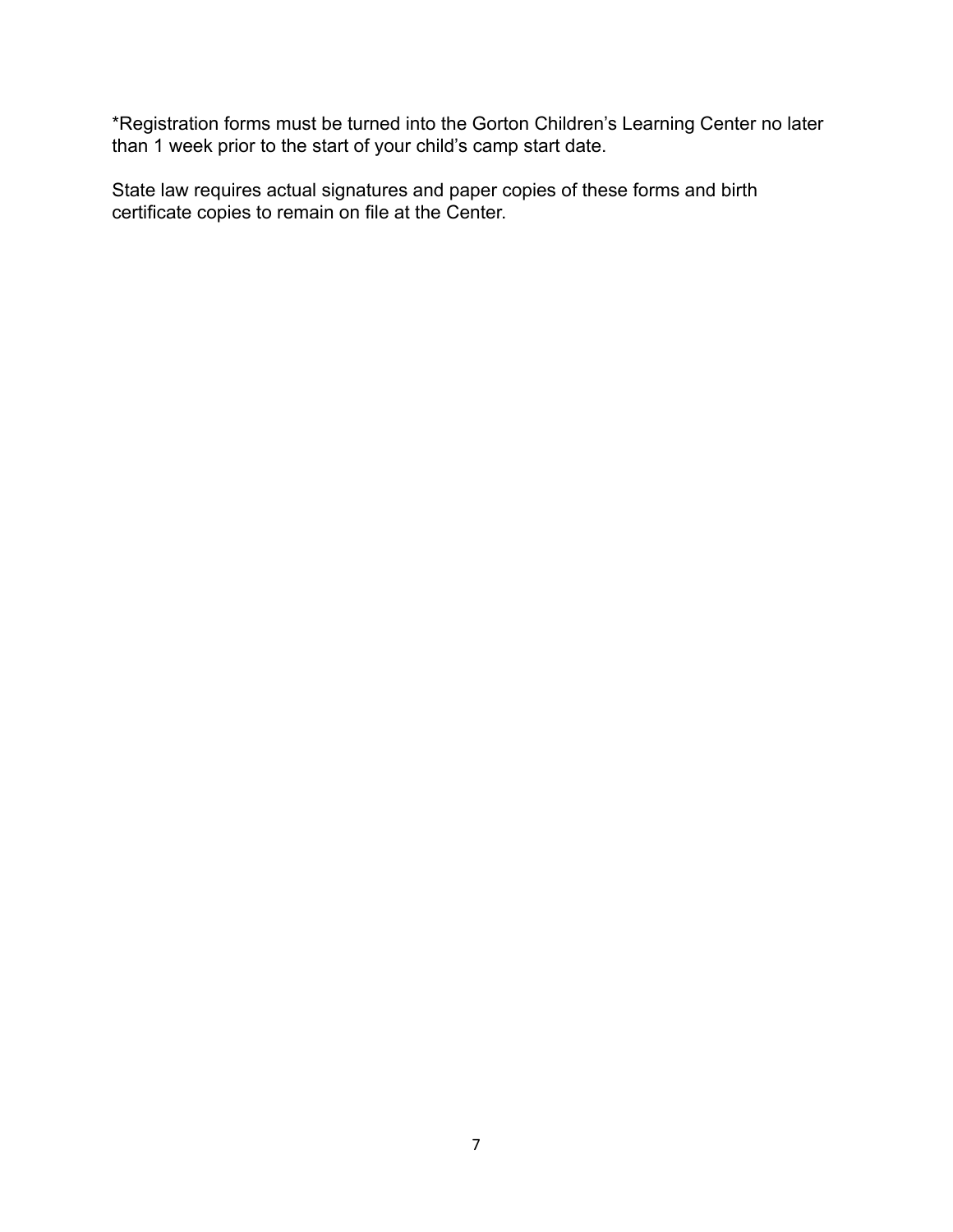*Registration forms must be turned into the Gorton Children's Learning Center no later than 1 week prior to the start of your child's camp start date.

State law requires actual signatures and paper copies of these forms and birth certificate copies to remain on file at the Center.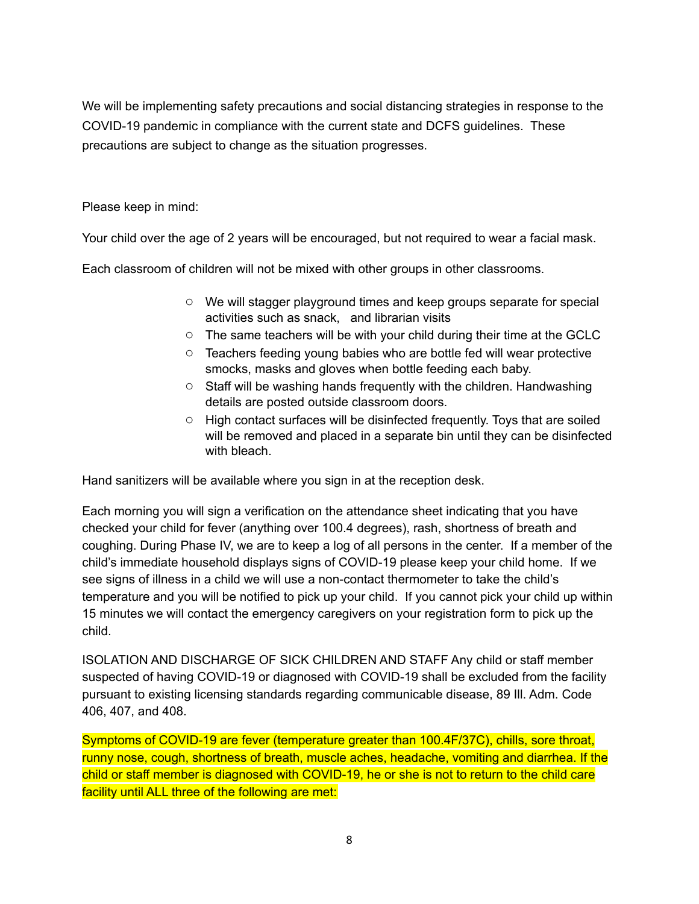We will be implementing safety precautions and social distancing strategies in response to the COVID-19 pandemic in compliance with the current state and DCFS guidelines. These precautions are subject to change as the situation progresses.

Please keep in mind:

Your child over the age of 2 years will be encouraged, but not required to wear a facial mask.

Each classroom of children will not be mixed with other groups in other classrooms.

- We will stagger playground times and keep groups separate for special activities such as snack, and librarian visits
- The same teachers will be with your child during their time at the GCLC
- Teachers feeding young babies who are bottle fed will wear protective smocks, masks and gloves when bottle feeding each baby.
- Staff will be washing hands frequently with the children. Handwashing details are posted outside classroom doors.
- High contact surfaces will be disinfected frequently. Toys that are soiled will be removed and placed in a separate bin until they can be disinfected with bleach.

Hand sanitizers will be available where you sign in at the reception desk.

Each morning you will sign a verification on the attendance sheet indicating that you have checked your child for fever (anything over 100.4 degrees), rash, shortness of breath and coughing. During Phase IV, we are to keep a log of all persons in the center. If a member of the child's immediate household displays signs of COVID-19 please keep your child home. If we see signs of illness in a child we will use a non-contact thermometer to take the child's temperature and you will be notified to pick up your child. If you cannot pick your child up within 15 minutes we will contact the emergency caregivers on your registration form to pick up the child.

ISOLATION AND DISCHARGE OF SICK CHILDREN AND STAFF Any child or staff member suspected of having COVID-19 or diagnosed with COVID-19 shall be excluded from the facility pursuant to existing licensing standards regarding communicable disease, 89 Ill. Adm. Code 406, 407, and 408.

Symptoms of COVID-19 are fever (temperature greater than 100.4F/37C), chills, sore throat, runny nose, cough, shortness of breath, muscle aches, headache, vomiting and diarrhea. If the child or staff member is diagnosed with COVID-19, he or she is not to return to the child care facility until ALL three of the following are met: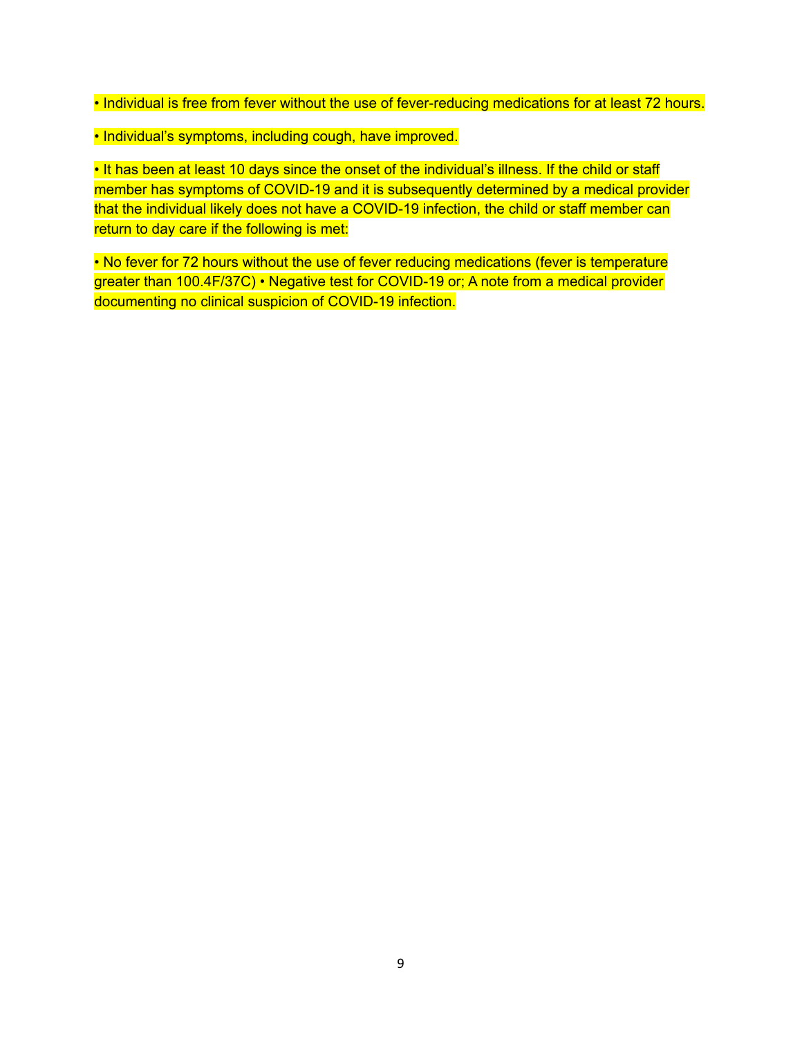- Individual is free from fever without the use of fever-reducing medications for at least 72 hours.

- Individual's symptoms, including cough, have improved.

- It has been at least 10 days since the onset of the individual's illness. If the child or staff member has symptoms of COVID-19 and it is subsequently determined by a medical provider that the individual likely does not have a COVID-19 infection, the child or staff member can return to day care if the following is met:

- No fever for 72 hours without the use of fever reducing medications (fever is temperature greater than 100.4F/37C) • Negative test for COVID-19 or; A note from a medical provider documenting no clinical suspicion of COVID-19 infection.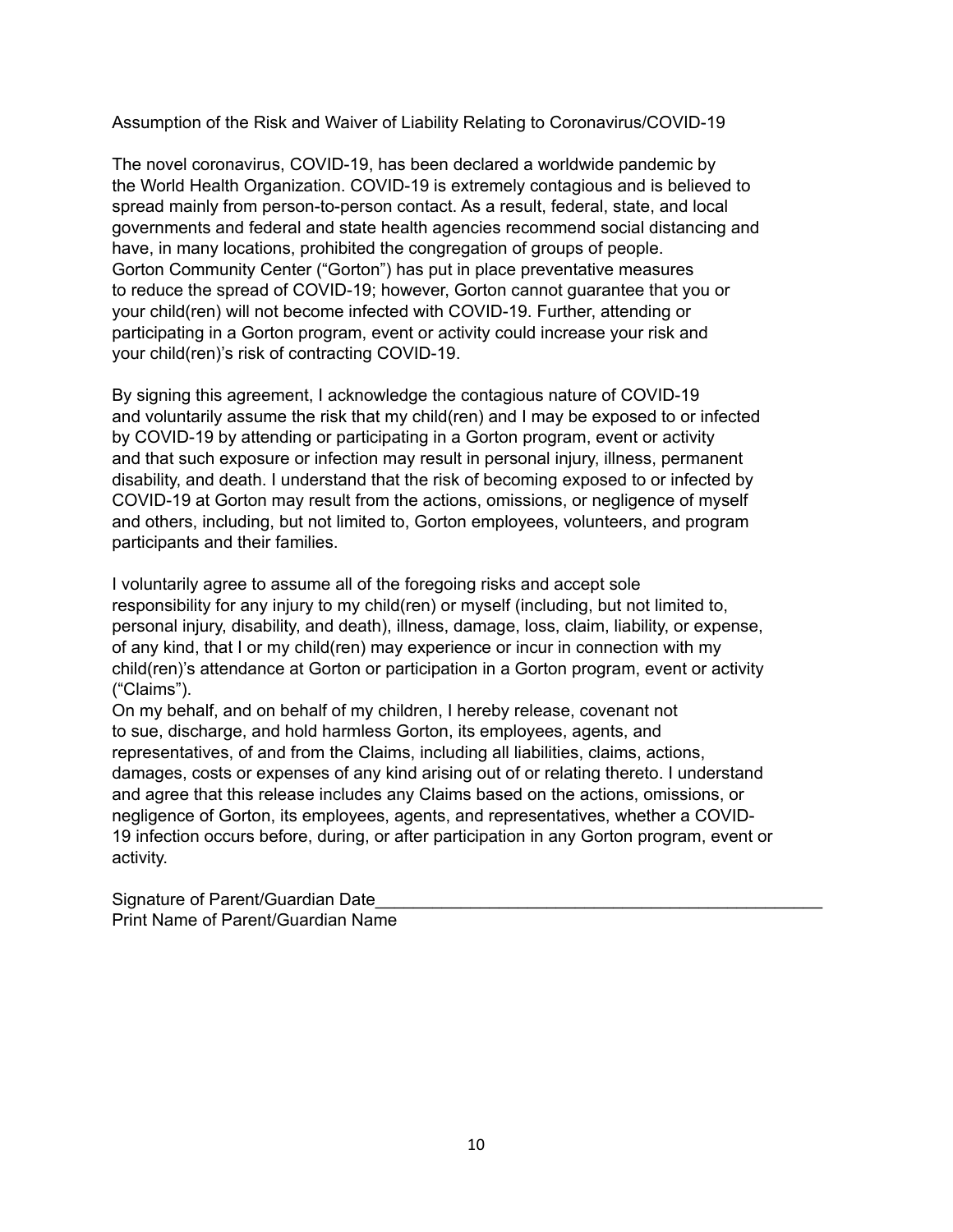Assumption of the Risk and Waiver of Liability Relating to Coronavirus/COVID-19

The novel coronavirus, COVID-19, has been declared a worldwide pandemic by the World Health Organization. COVID-19 is extremely contagious and is believed to spread mainly from person-to-person contact. As a result, federal, state, and local governments and federal and state health agencies recommend social distancing and have, in many locations, prohibited the congregation of groups of people. Gorton Community Center ("Gorton") has put in place preventative measures to reduce the spread of COVID-19; however, Gorton cannot guarantee that you or your child(ren) will not become infected with COVID-19. Further, attending or participating in a Gorton program, event or activity could increase your risk and your child(ren)'s risk of contracting COVID-19.

By signing this agreement, I acknowledge the contagious nature of COVID-19 and voluntarily assume the risk that my child(ren) and I may be exposed to or infected by COVID-19 by attending or participating in a Gorton program, event or activity and that such exposure or infection may result in personal injury, illness, permanent disability, and death. I understand that the risk of becoming exposed to or infected by COVID-19 at Gorton may result from the actions, omissions, or negligence of myself and others, including, but not limited to, Gorton employees, volunteers, and program participants and their families.

I voluntarily agree to assume all of the foregoing risks and accept sole responsibility for any injury to my child(ren) or myself (including, but not limited to, personal injury, disability, and death), illness, damage, loss, claim, liability, or expense, of any kind, that I or my child(ren) may experience or incur in connection with my child(ren)'s attendance at Gorton or participation in a Gorton program, event or activity ("Claims").
On my behalf, and on behalf of my children, I hereby release, covenant not to sue, discharge, and hold harmless Gorton, its employees, agents, and representatives, of and from the Claims, including all liabilities, claims, actions, damages, costs or expenses of any kind arising out of or relating thereto. I understand and agree that this release includes any Claims based on the actions, omissions, or negligence of Gorton, its employees, agents, and representatives, whether a COVID-19 infection occurs before, during, or after participation in any Gorton program, event or activity.

Signature of Parent/Guardian Date________________________________________________
Print Name of Parent/Guardian Name